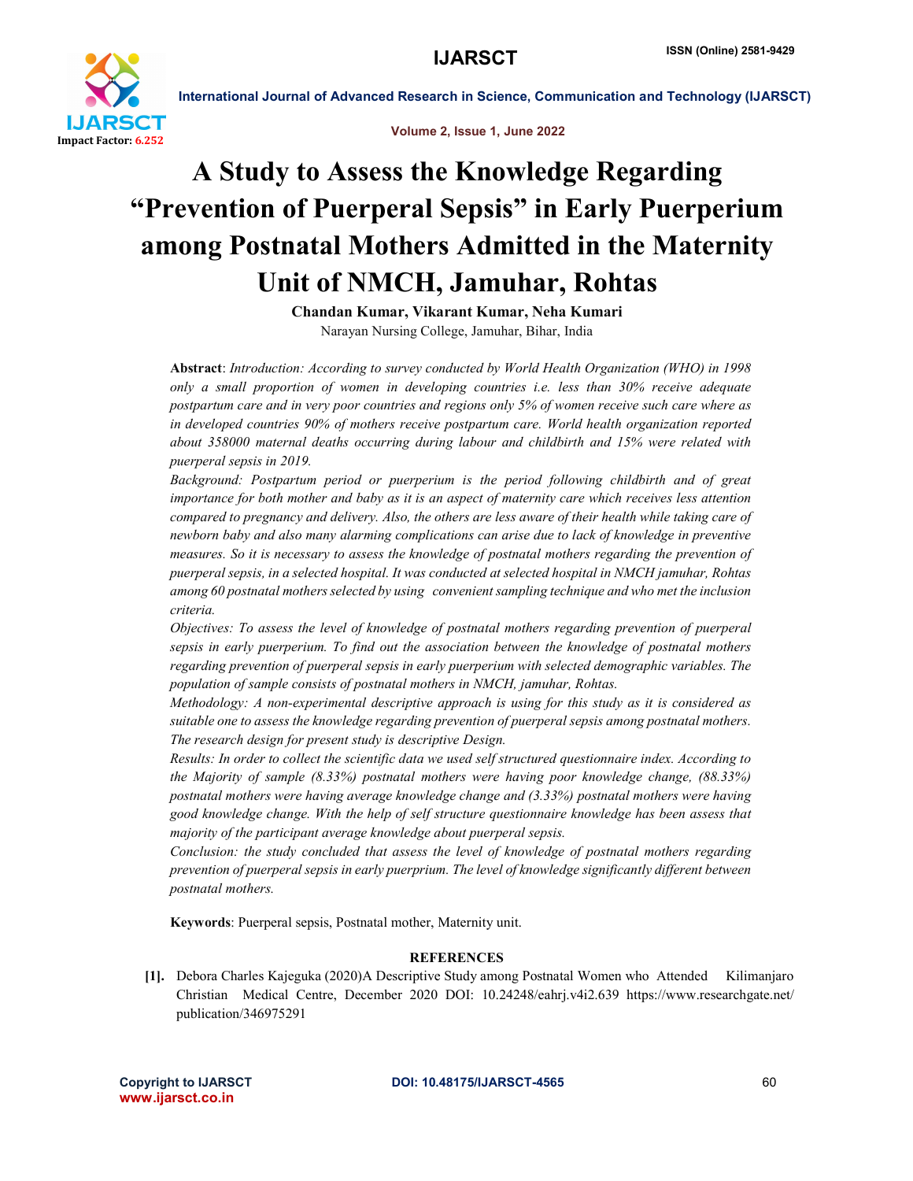# A Study to Assess the Knowledge Regarding "Prevention of Puerperal Sepsis" in Early Puerperium among Postnatal Mothers Admitted in the Maternity Unit of NMCH, Jamuhar, Rohtas

**Chandan Kumar, Vikarant Kumar, Neha Kumari**

Narayan Nursing College, Jamuhar, Bihar, India

**Abstract**: *Introduction: According to survey conducted by World Health Organization (WHO) in 1998 only a small proportion of women in developing countries i.e. less than 30% receive adequate postpartum care and in very poor countries and regions only 5% of women receive such care where as in developed countries 90% of mothers receive postpartum care. World health organization reported about 358000 maternal deaths occurring during labour and childbirth and 15% were related with puerperal sepsis in 2019.*

*Background: Postpartum period or puerperium is the period following childbirth and of great importance for both mother and baby as it is an aspect of maternity care which receives less attention compared to pregnancy and delivery. Also, the others are less aware of their health while taking care of newborn baby and also many alarming complications can arise due to lack of knowledge in preventive measures. So it is necessary to assess the knowledge of postnatal mothers regarding the prevention of puerperal sepsis, in a selected hospital. It was conducted at selected hospital in NMCH jamuhar, Rohtas among 60 postnatal mothers selected by using convenient sampling technique and who met the inclusion criteria.*

*Objectives: To assess the level of knowledge of postnatal mothers regarding prevention of puerperal sepsis in early puerperium. To find out the association between the knowledge of postnatal mothers regarding prevention of puerperal sepsis in early puerperium with selected demographic variables. The population of sample consists of postnatal mothers in NMCH, jamuhar, Rohtas.*

*Methodology: A non-experimental descriptive approach is using for this study as it is considered as suitable one to assess the knowledge regarding prevention of puerperal sepsis among postnatal mothers. The research design for present study is descriptive Design.*

*Results: In order to collect the scientific data we used self structured questionnaire index. According to the Majority of sample (8.33%) postnatal mothers were having poor knowledge change, (88.33%) postnatal mothers were having average knowledge change and (3.33%) postnatal mothers were having good knowledge change. With the help of self structure questionnaire knowledge has been assess that majority of the participant average knowledge about puerperal sepsis.*

*Conclusion: the study concluded that assess the level of knowledge of postnatal mothers regarding prevention of puerperal sepsis in early puerprium. The level of knowledge significantly different between postnatal mothers.*

**Keywords**: Puerperal sepsis, Postnatal mother, Maternity unit.

## REFERENCES

[1]. Debora Charles Kajeguka (2020)A Descriptive Study among Postnatal Women who Attended Kilimanjaro Christian Medical Centre, December 2020 DOI: 10.24248/eahrj.v4i2.639 https://www.researchgate.net/publication/346975291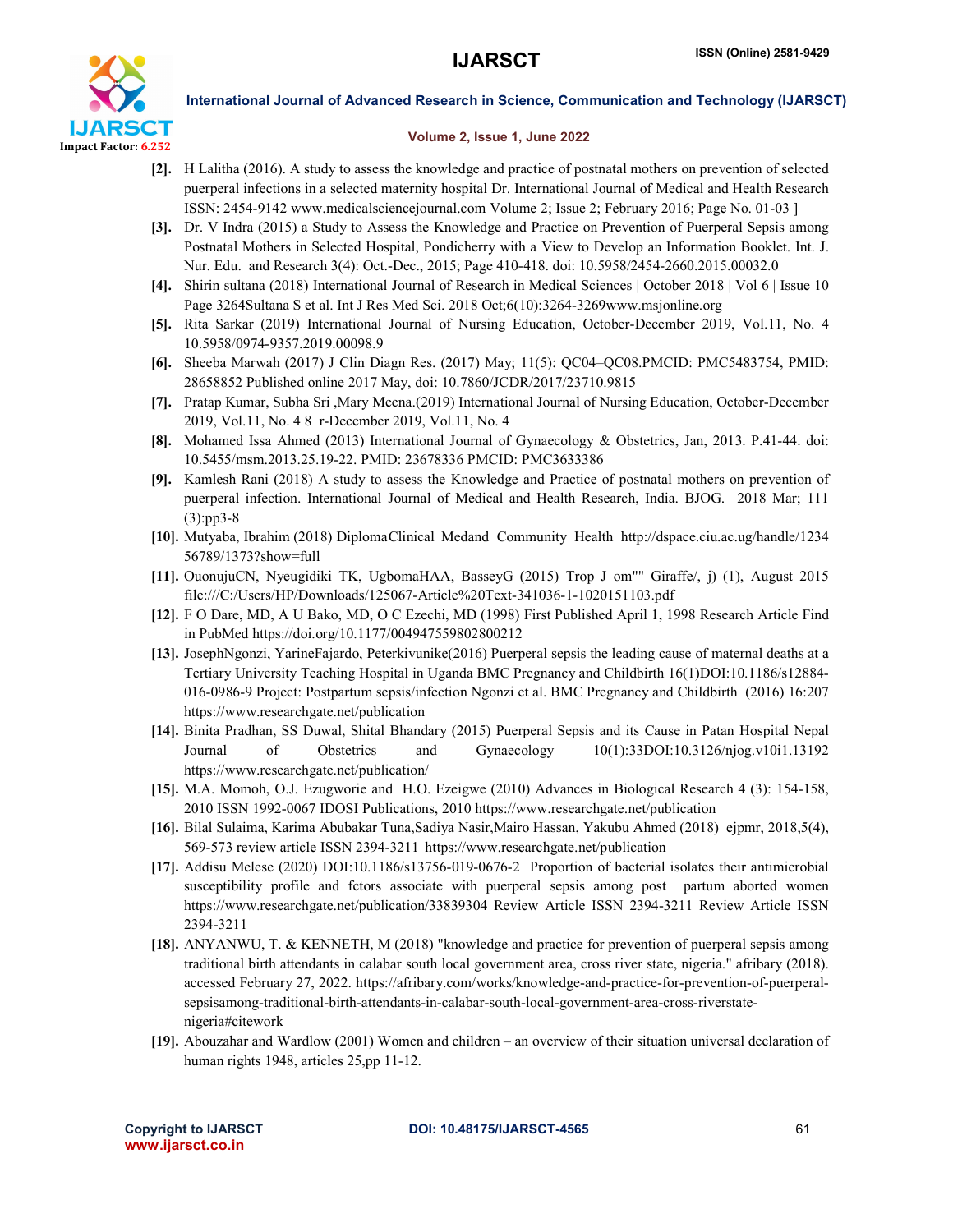[2]. H Lalitha (2016). A study to assess the knowledge and practice of postnatal mothers on prevention of selected puerperal infections in a selected maternity hospital Dr. International Journal of Medical and Health Research ISSN: 2454-9142 www.medicalsciencejournal.com Volume 2; Issue 2; February 2016; Page No. 01-03 ]

[3]. Dr. V Indra (2015) a Study to Assess the Knowledge and Practice on Prevention of Puerperal Sepsis among Postnatal Mothers in Selected Hospital, Pondicherry with a View to Develop an Information Booklet. Int. J. Nur. Edu. and Research 3(4): Oct.-Dec., 2015; Page 410-418. doi: 10.5958/2454-2660.2015.00032.0

[4]. Shirin sultana (2018) International Journal of Research in Medical Sciences | October 2018 | Vol 6 | Issue 10 Page 3264Sultana S et al. Int J Res Med Sci. 2018 Oct;6(10):3264-3269www.msjonline.org

[5]. Rita Sarkar (2019) International Journal of Nursing Education, October-December 2019, Vol.11, No. 4 10.5958/0974-9357.2019.00098.9

[6]. Sheeba Marwah (2017) J Clin Diagn Res. (2017) May; 11(5): QC04–QC08.PMCID: PMC5483754, PMID: 28658852 Published online 2017 May, doi: 10.7860/JCDR/2017/23710.9815

[7]. Pratap Kumar, Subha Sri ,Mary Meena.(2019) International Journal of Nursing Education, October-December 2019, Vol.11, No. 4 8 r-December 2019, Vol.11, No. 4

[8]. Mohamed Issa Ahmed (2013) International Journal of Gynaecology & Obstetrics, Jan, 2013. P.41-44. doi: 10.5455/msm.2013.25.19-22. PMID: 23678336 PMCID: PMC3633386

[9]. Kamlesh Rani (2018) A study to assess the Knowledge and Practice of postnatal mothers on prevention of puerperal infection. International Journal of Medical and Health Research, India. BJOG. 2018 Mar; 111 (3):pp3-8

[10]. Mutyaba, Ibrahim (2018) DiplomaClinical Medand Community Health http://dspace.ciu.ac.ug/handle/123456789/1373?show=full

[11]. OuonujuCN, NyeugidikiTK, UgbomaHAA, BasseyG (2015) Trop J om"" Giraffe/, j) (1), August 2015 file:///C:/Users/HP/Downloads/125067-Article%20Text-341036-1-1020151103.pdf

[12]. F O Dare, MD, A U Bako, MD, O C Ezechi, MD (1998) First Published April 1, 1998 Research Article Find in PubMed https://doi.org/10.1177/004947559802800212

[13]. JosephNgonzi, YarineFajardo, Peterkivunike(2016) Puerperal sepsis the leading cause of maternal deaths at a Tertiary University Teaching Hospital in Uganda BMC Pregnancy and Childbirth 16(1)DOI:10.1186/s12884-016-0986-9 Project: Postpartum sepsis/infection Ngonzi et al. BMC Pregnancy and Childbirth (2016) 16:207 https://www.researchgate.net/publication

[14]. Binita Pradhan, SS Duwal, Shital Bhandary (2015) Puerperal Sepsis and its Cause in Patan Hospital Nepal Journal of Obstetrics and Gynaecology 10(1):33DOI:10.3126/njog.v10i1.13192 https://www.researchgate.net/publication/

[15]. M.A. Momoh, O.J. Ezugworie and H.O. Ezeigwe (2010) Advances in Biological Research 4 (3): 154-158, 2010 ISSN 1992-0067 IDOSI Publications, 2010 https://www.researchgate.net/publication

[16]. Bilal Sulaima, Karima Abubakar Tuna,Sadiya Nasir,Mairo Hassan, Yakubu Ahmed (2018) ejpmr, 2018,5(4), 569-573 review article ISSN 2394-3211 https://www.researchgate.net/publication

[17]. Addisu Melese (2020) DOI:10.1186/s13756-019-0676-2 Proportion of bacterial isolates their antimicrobial susceptibility profile and fctors associate with puerperal sepsis among post partum aborted women https://www.researchgate.net/publication/33839304 Review Article ISSN 2394-3211 Review Article ISSN 2394-3211

[18]. ANYANWU, T. & KENNETH, M (2018) "knowledge and practice for prevention of puerperal sepsis among traditional birth attendants in calabar south local government area, cross river state, nigeria." afribary (2018). accessed February 27, 2022. https://afribary.com/works/knowledge-and-practice-for-prevention-of-puerperal-sepsisamong-traditional-birth-attendants-in-calabar-south-local-government-area-cross-riverstate-nigeria#citework

[19]. Abouzahar and Wardlow (2001) Women and children – an overview of their situation universal declaration of human rights 1948, articles 25,pp 11-12.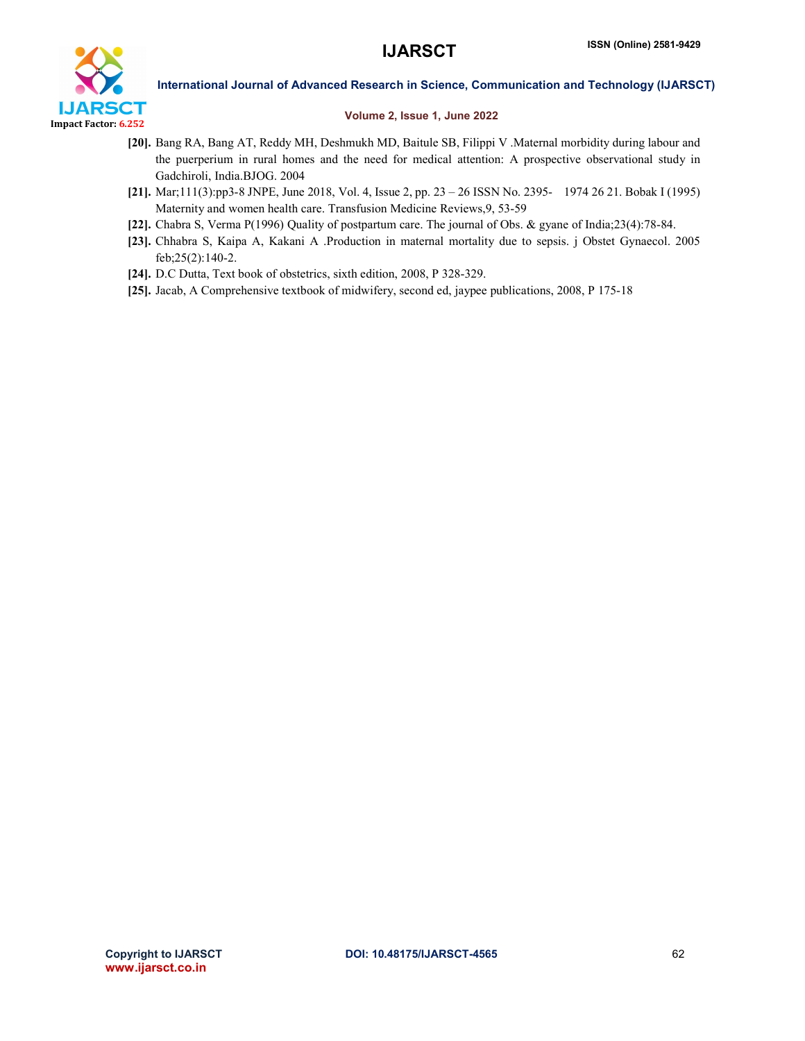[20]. Bang RA, Bang AT, Reddy MH, Deshmukh MD, Baitule SB, Filippi V .Maternal morbidity during labour and the puerperium in rural homes and the need for medical attention: A prospective observational study in Gadchiroli, India.BJOG. 2004

[21]. Mar;111(3):pp3-8 JNPE, June 2018, Vol. 4, Issue 2, pp. 23 – 26 ISSN No. 2395- 1974 26 21. Bobak I (1995) Maternity and women health care. Transfusion Medicine Reviews,9, 53-59

[22]. Chabra S, Verma P(1996) Quality of postpartum care. The journal of Obs. & gyane of India;23(4):78-84.

[23]. Chhabra S, Kaipa A, Kakani A .Production in maternal mortality due to sepsis. j Obstet Gynaecol. 2005 feb;25(2):140-2.

[24]. D.C Dutta, Text book of obstetrics, sixth edition, 2008, P 328-329.

[25]. Jacab, A Comprehensive textbook of midwifery, second ed, jaypee publications, 2008, P 175-18